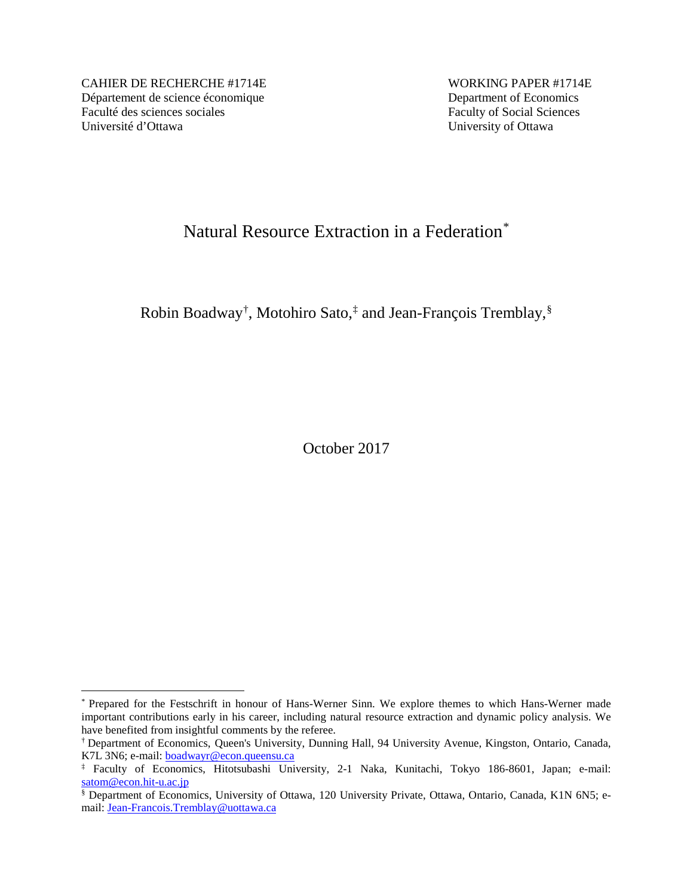CAHIER DE RECHERCHE #1714E
Département de science économique
Faculté des sciences sociales
Université d'Ottawa

WORKING PAPER #1714E
Department of Economics
Faculty of Social Sciences
University of Ottawa

# Natural Resource Extraction in a Federation[*]

Robin Boadway[†], Motohiro Sato,[‡] and Jean-François Tremblay,[§]

October 2017

---

[*] Prepared for the Festschrift in honour of Hans-Werner Sinn. We explore themes to which Hans-Werner made important contributions early in his career, including natural resource extraction and dynamic policy analysis. We have benefited from insightful comments by the referee.

[†] Department of Economics, Queen's University, Dunning Hall, 94 University Avenue, Kingston, Ontario, Canada, K7L 3N6; e-mail: boadwayr@econ.queensu.ca

[‡] Faculty of Economics, Hitotsubashi University, 2-1 Naka, Kunitachi, Tokyo 186-8601, Japan; e-mail: satom@econ.hit-u.ac.jp

[§] Department of Economics, University of Ottawa, 120 University Private, Ottawa, Ontario, Canada, K1N 6N5; e-mail: Jean-Francois.Tremblay@uottawa.ca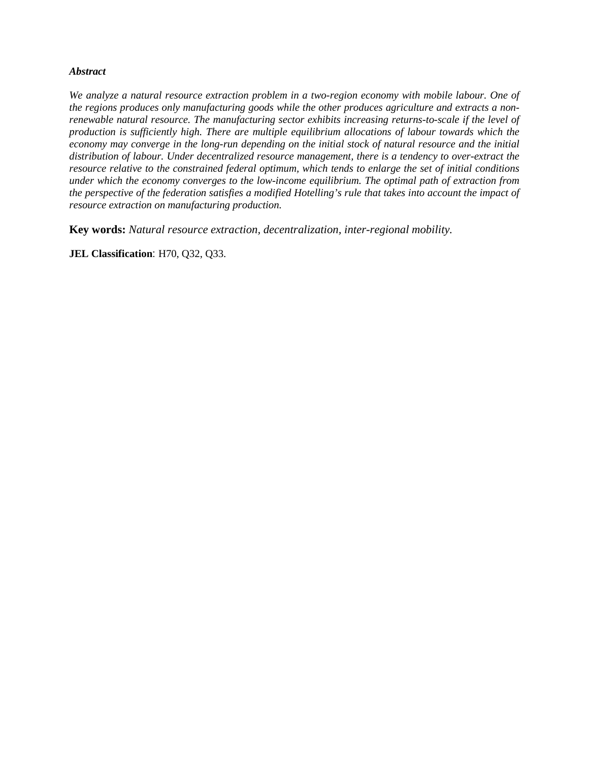***Abstract***

*We analyze a natural resource extraction problem in a two-region economy with mobile labour. One of the regions produces only manufacturing goods while the other produces agriculture and extracts a non-renewable natural resource. The manufacturing sector exhibits increasing returns-to-scale if the level of production is sufficiently high. There are multiple equilibrium allocations of labour towards which the economy may converge in the long-run depending on the initial stock of natural resource and the initial distribution of labour. Under decentralized resource management, there is a tendency to over-extract the resource relative to the constrained federal optimum, which tends to enlarge the set of initial conditions under which the economy converges to the low-income equilibrium. The optimal path of extraction from the perspective of the federation satisfies a modified Hotelling's rule that takes into account the impact of resource extraction on manufacturing production.*

**Key words:** *Natural resource extraction, decentralization, inter-regional mobility.*

**JEL Classification**: H70, Q32, Q33.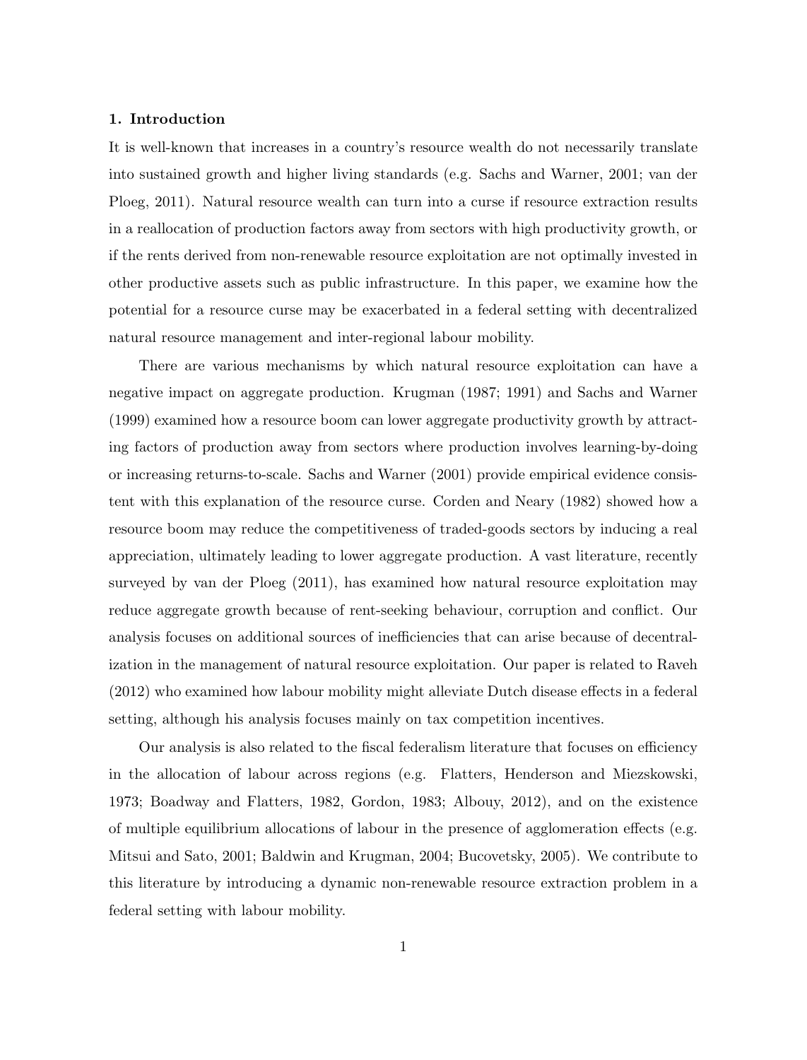### 1. Introduction

It is well-known that increases in a country's resource wealth do not necessarily translate into sustained growth and higher living standards (e.g. Sachs and Warner, 2001; van der Ploeg, 2011). Natural resource wealth can turn into a curse if resource extraction results in a reallocation of production factors away from sectors with high productivity growth, or if the rents derived from non-renewable resource exploitation are not optimally invested in other productive assets such as public infrastructure. In this paper, we examine how the potential for a resource curse may be exacerbated in a federal setting with decentralized natural resource management and inter-regional labour mobility.

There are various mechanisms by which natural resource exploitation can have a negative impact on aggregate production. Krugman (1987; 1991) and Sachs and Warner (1999) examined how a resource boom can lower aggregate productivity growth by attracting factors of production away from sectors where production involves learning-by-doing or increasing returns-to-scale. Sachs and Warner (2001) provide empirical evidence consistent with this explanation of the resource curse. Corden and Neary (1982) showed how a resource boom may reduce the competitiveness of traded-goods sectors by inducing a real appreciation, ultimately leading to lower aggregate production. A vast literature, recently surveyed by van der Ploeg (2011), has examined how natural resource exploitation may reduce aggregate growth because of rent-seeking behaviour, corruption and conflict. Our analysis focuses on additional sources of inefficiencies that can arise because of decentralization in the management of natural resource exploitation. Our paper is related to Raveh (2012) who examined how labour mobility might alleviate Dutch disease effects in a federal setting, although his analysis focuses mainly on tax competition incentives.

Our analysis is also related to the fiscal federalism literature that focuses on efficiency in the allocation of labour across regions (e.g. Flatters, Henderson and Miezskowski, 1973; Boadway and Flatters, 1982, Gordon, 1983; Albouy, 2012), and on the existence of multiple equilibrium allocations of labour in the presence of agglomeration effects (e.g. Mitsui and Sato, 2001; Baldwin and Krugman, 2004; Bucovetsky, 2005). We contribute to this literature by introducing a dynamic non-renewable resource extraction problem in a federal setting with labour mobility.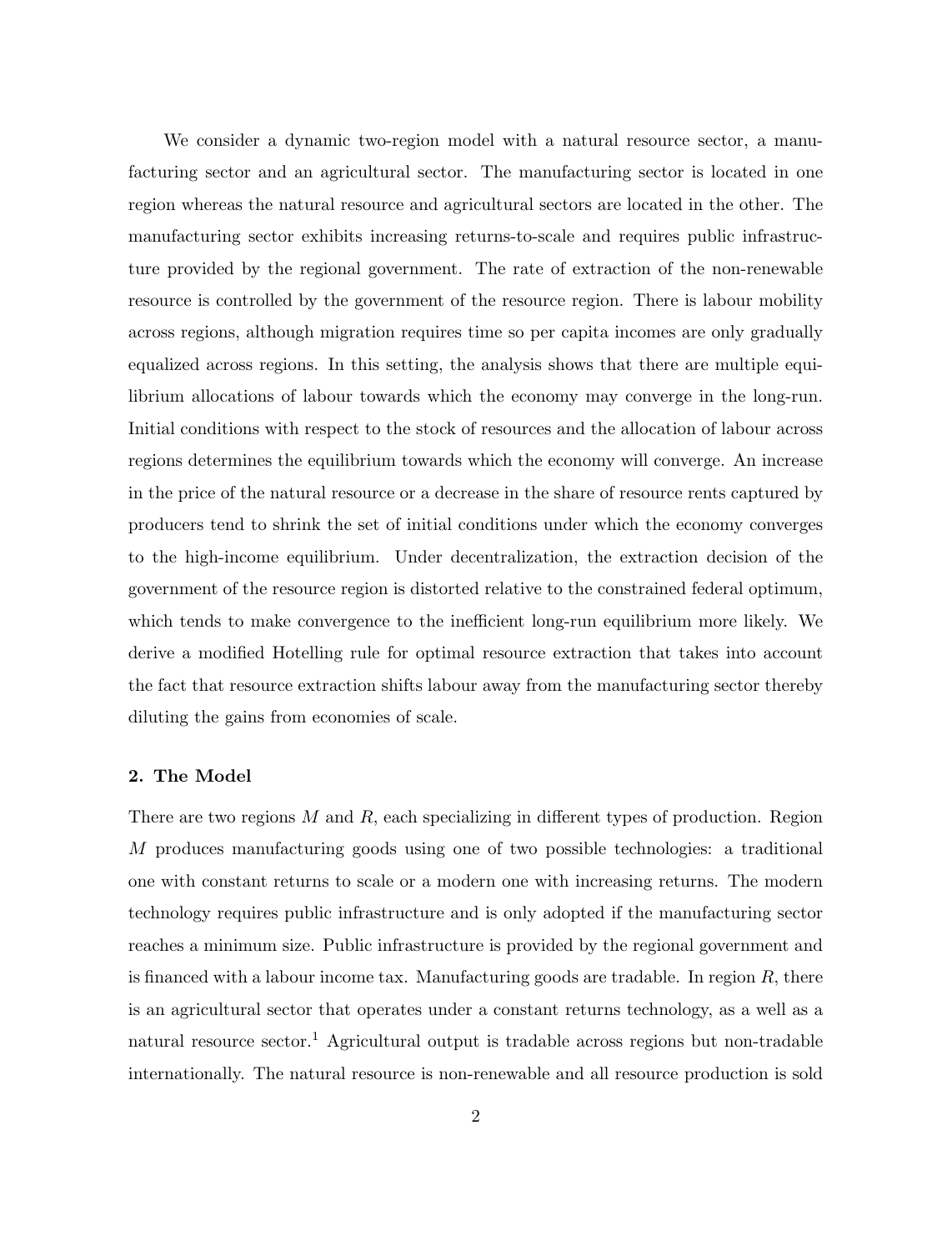We consider a dynamic two-region model with a natural resource sector, a manufacturing sector and an agricultural sector. The manufacturing sector is located in one region whereas the natural resource and agricultural sectors are located in the other. The manufacturing sector exhibits increasing returns-to-scale and requires public infrastructure provided by the regional government. The rate of extraction of the non-renewable resource is controlled by the government of the resource region. There is labour mobility across regions, although migration requires time so per capita incomes are only gradually equalized across regions. In this setting, the analysis shows that there are multiple equilibrium allocations of labour towards which the economy may converge in the long-run. Initial conditions with respect to the stock of resources and the allocation of labour across regions determines the equilibrium towards which the economy will converge. An increase in the price of the natural resource or a decrease in the share of resource rents captured by producers tend to shrink the set of initial conditions under which the economy converges to the high-income equilibrium. Under decentralization, the extraction decision of the government of the resource region is distorted relative to the constrained federal optimum, which tends to make convergence to the inefficient long-run equilibrium more likely. We derive a modified Hotelling rule for optimal resource extraction that takes into account the fact that resource extraction shifts labour away from the manufacturing sector thereby diluting the gains from economies of scale.

## 2. The Model

There are two regions $M$ and $R$, each specializing in different types of production. Region $M$ produces manufacturing goods using one of two possible technologies: a traditional one with constant returns to scale or a modern one with increasing returns. The modern technology requires public infrastructure and is only adopted if the manufacturing sector reaches a minimum size. Public infrastructure is provided by the regional government and is financed with a labour income tax. Manufacturing goods are tradable. In region $R$, there is an agricultural sector that operates under a constant returns technology, as a well as a natural resource sector.[1] Agricultural output is tradable across regions but non-tradable internationally. The natural resource is non-renewable and all resource production is sold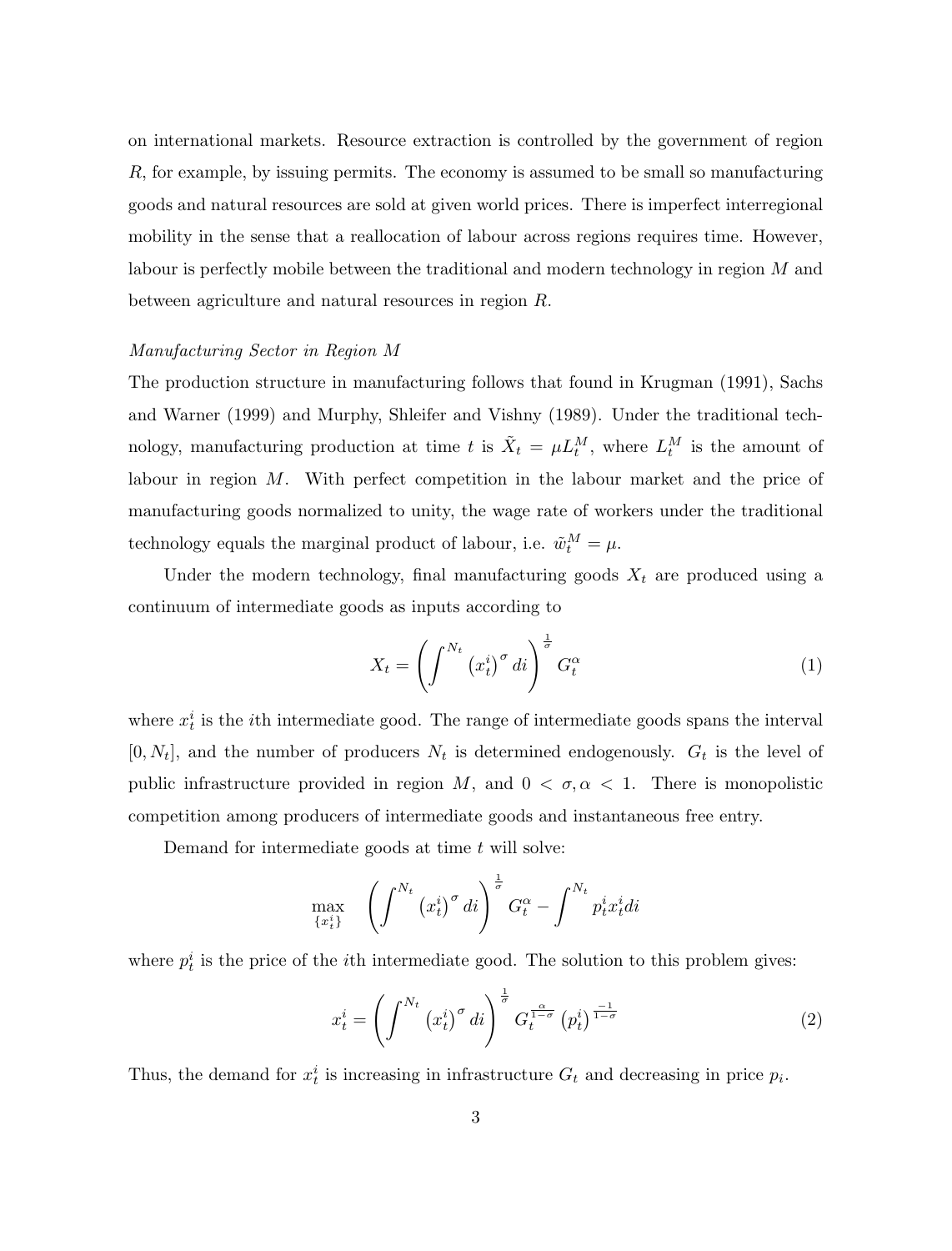on international markets. Resource extraction is controlled by the government of region $R$, for example, by issuing permits. The economy is assumed to be small so manufacturing goods and natural resources are sold at given world prices. There is imperfect interregional mobility in the sense that a reallocation of labour across regions requires time. However, labour is perfectly mobile between the traditional and modern technology in region $M$ and between agriculture and natural resources in region $R$.

*Manufacturing Sector in Region M*

The production structure in manufacturing follows that found in Krugman (1991), Sachs and Warner (1999) and Murphy, Shleifer and Vishny (1989). Under the traditional technology, manufacturing production at time $t$ is $\tilde{X}_t = \mu L_t^M$, where $L_t^M$ is the amount of labour in region $M$. With perfect competition in the labour market and the price of manufacturing goods normalized to unity, the wage rate of workers under the traditional technology equals the marginal product of labour, i.e. $\tilde{w}_t^M = \mu$.

Under the modern technology, final manufacturing goods $X_t$ are produced using a continuum of intermediate goods as inputs according to

$$X_t = \left( \int^{N_t} \left(x_t^i\right)^{\sigma} di \right)^{\frac{1}{\sigma}} G_t^{\alpha} \tag{1}$$

where $x_t^i$ is the $i$th intermediate good. The range of intermediate goods spans the interval $[0, N_t]$, and the number of producers $N_t$ is determined endogenously. $G_t$ is the level of public infrastructure provided in region $M$, and $0 < \sigma, \alpha < 1$. There is monopolistic competition among producers of intermediate goods and instantaneous free entry.

Demand for intermediate goods at time $t$ will solve:

$$\max_{\{x_t^i\}} \quad \left( \int^{N_t} \left(x_t^i\right)^{\sigma} di \right)^{\frac{1}{\sigma}} G_t^{\alpha} - \int^{N_t} p_t^i x_t^i di$$

where $p_t^i$ is the price of the $i$th intermediate good. The solution to this problem gives:

$$x_t^i = \left( \int^{N_t} \left(x_t^i\right)^{\sigma} di \right)^{\frac{1}{\sigma}} G_t^{\frac{\alpha}{1-\sigma}} \left(p_t^i\right)^{\frac{-1}{1-\sigma}} \tag{2}$$

Thus, the demand for $x_t^i$ is increasing in infrastructure $G_t$ and decreasing in price $p_i$.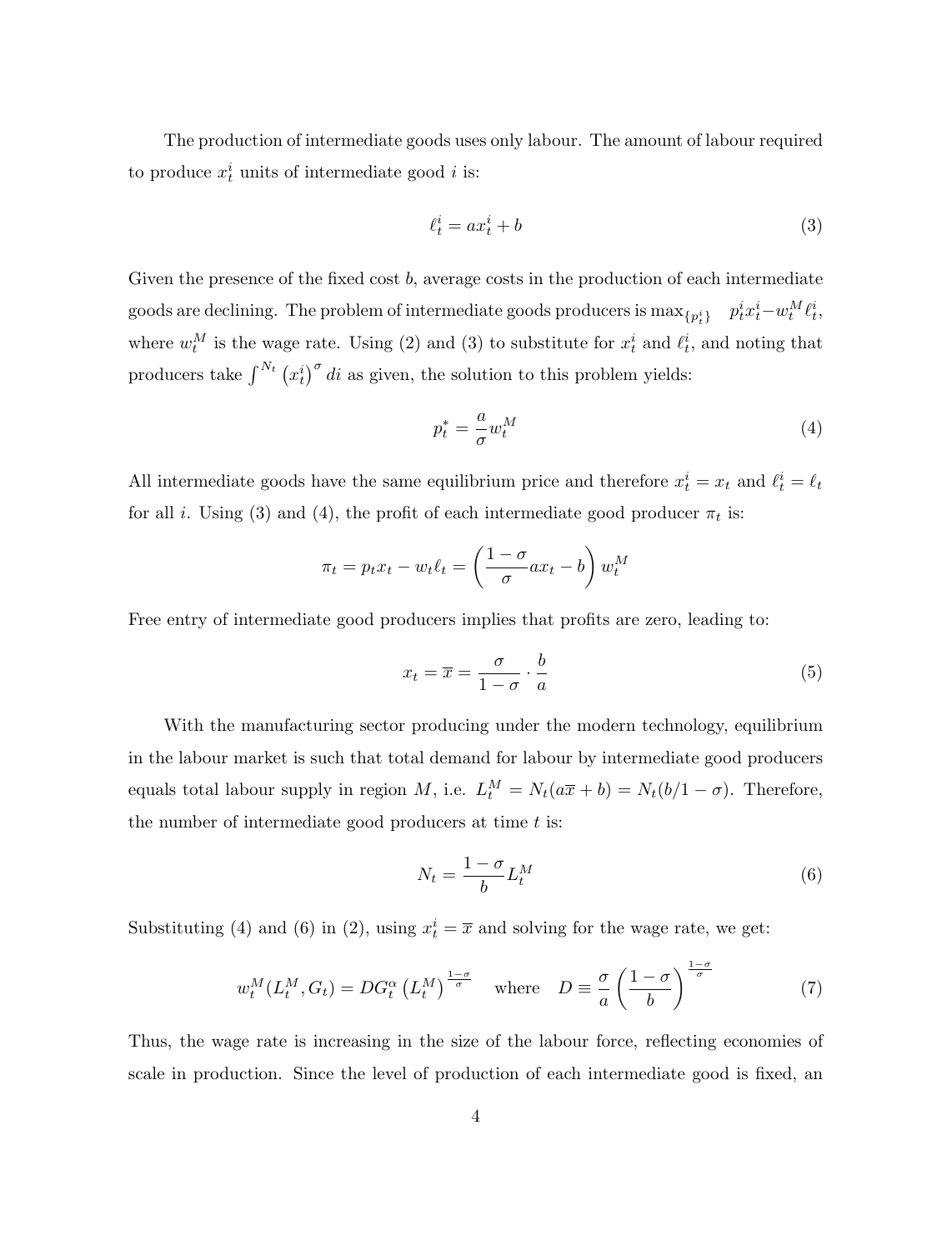The production of intermediate goods uses only labour. The amount of labour required to produce $x_t^i$ units of intermediate good $i$ is:

$$\ell_t^i = ax_t^i + b \tag{3}$$

Given the presence of the fixed cost $b$, average costs in the production of each intermediate goods are declining. The problem of intermediate goods producers is $\max_{\{p_t^i\}} \quad p_t^i x_t^i - w_t^M \ell_t^i$, where $w_t^M$ is the wage rate. Using (2) and (3) to substitute for $x_t^i$ and $\ell_t^i$, and noting that producers take $\int^{N_t} \left(x_t^i\right)^\sigma di$ as given, the solution to this problem yields:

$$p_t^* = \frac{a}{\sigma} w_t^M \tag{4}$$

All intermediate goods have the same equilibrium price and therefore $x_t^i = x_t$ and $\ell_t^i = \ell_t$ for all $i$. Using (3) and (4), the profit of each intermediate good producer $\pi_t$ is:

$$\pi_t = p_t x_t - w_t \ell_t = \left( \frac{1-\sigma}{\sigma} a x_t - b \right) w_t^M$$

Free entry of intermediate good producers implies that profits are zero, leading to:

$$x_t = \overline{x} = \frac{\sigma}{1-\sigma} \cdot \frac{b}{a} \tag{5}$$

With the manufacturing sector producing under the modern technology, equilibrium in the labour market is such that total demand for labour by intermediate good producers equals total labour supply in region $M$, i.e. $L_t^M = N_t(a\overline{x} + b) = N_t(b/1-\sigma)$. Therefore, the number of intermediate good producers at time $t$ is:

$$N_t = \frac{1-\sigma}{b} L_t^M \tag{6}$$

Substituting (4) and (6) in (2), using $x_t^i = \overline{x}$ and solving for the wage rate, we get:

$$w_t^M(L_t^M, G_t) = DG_t^\alpha \left(L_t^M\right)^{\frac{1-\sigma}{\sigma}} \quad \text{where} \quad D \equiv \frac{\sigma}{a} \left( \frac{1-\sigma}{b} \right)^{\frac{1-\sigma}{\sigma}} \tag{7}$$

Thus, the wage rate is increasing in the size of the labour force, reflecting economies of scale in production. Since the level of production of each intermediate good is fixed, an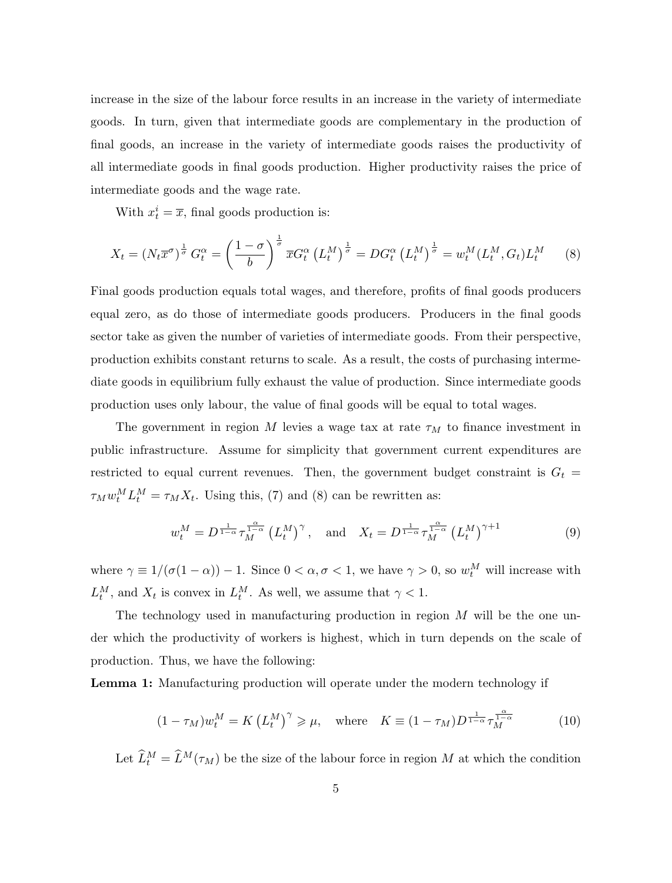increase in the size of the labour force results in an increase in the variety of intermediate goods. In turn, given that intermediate goods are complementary in the production of final goods, an increase in the variety of intermediate goods raises the productivity of all intermediate goods in final goods production. Higher productivity raises the price of intermediate goods and the wage rate.

With $x_t^i = \overline{x}$, final goods production is:

$$X_t = \left(N_t \overline{x}^{\sigma}\right)^{\frac{1}{\sigma}} G_t^{\alpha} = \left(\frac{1-\sigma}{b}\right)^{\frac{1}{\sigma}} \overline{x} G_t^{\alpha} \left(L_t^M\right)^{\frac{1}{\sigma}} = D G_t^{\alpha} \left(L_t^M\right)^{\frac{1}{\sigma}} = w_t^M(L_t^M, G_t) L_t^M \tag{8}$$

Final goods production equals total wages, and therefore, profits of final goods producers equal zero, as do those of intermediate goods producers. Producers in the final goods sector take as given the number of varieties of intermediate goods. From their perspective, production exhibits constant returns to scale. As a result, the costs of purchasing intermediate goods in equilibrium fully exhaust the value of production. Since intermediate goods production uses only labour, the value of final goods will be equal to total wages.

The government in region $M$ levies a wage tax at rate $\tau_M$ to finance investment in public infrastructure. Assume for simplicity that government current expenditures are restricted to equal current revenues. Then, the government budget constraint is $G_t = \tau_M w_t^M L_t^M = \tau_M X_t$. Using this, (7) and (8) can be rewritten as:

$$w_t^M = D^{\frac{1}{1-\alpha}} \tau_M^{\frac{\alpha}{1-\alpha}} \left(L_t^M\right)^{\gamma}, \quad \text{and} \quad X_t = D^{\frac{1}{1-\alpha}} \tau_M^{\frac{\alpha}{1-\alpha}} \left(L_t^M\right)^{\gamma+1} \tag{9}$$

where $\gamma \equiv 1/(\sigma(1-\alpha)) - 1$. Since $0 < \alpha, \sigma < 1$, we have $\gamma > 0$, so $w_t^M$ will increase with $L_t^M$, and $X_t$ is convex in $L_t^M$. As well, we assume that $\gamma < 1$.

The technology used in manufacturing production in region $M$ will be the one under which the productivity of workers is highest, which in turn depends on the scale of production. Thus, we have the following:

**Lemma 1:** Manufacturing production will operate under the modern technology if

$$(1-\tau_M) w_t^M = K \left(L_t^M\right)^{\gamma} \geqslant \mu, \quad \text{where} \quad K \equiv (1-\tau_M) D^{\frac{1}{1-\alpha}} \tau_M^{\frac{\alpha}{1-\alpha}} \tag{10}$$

Let $\widehat{L}_t^M = \widehat{L}^M(\tau_M)$ be the size of the labour force in region $M$ at which the condition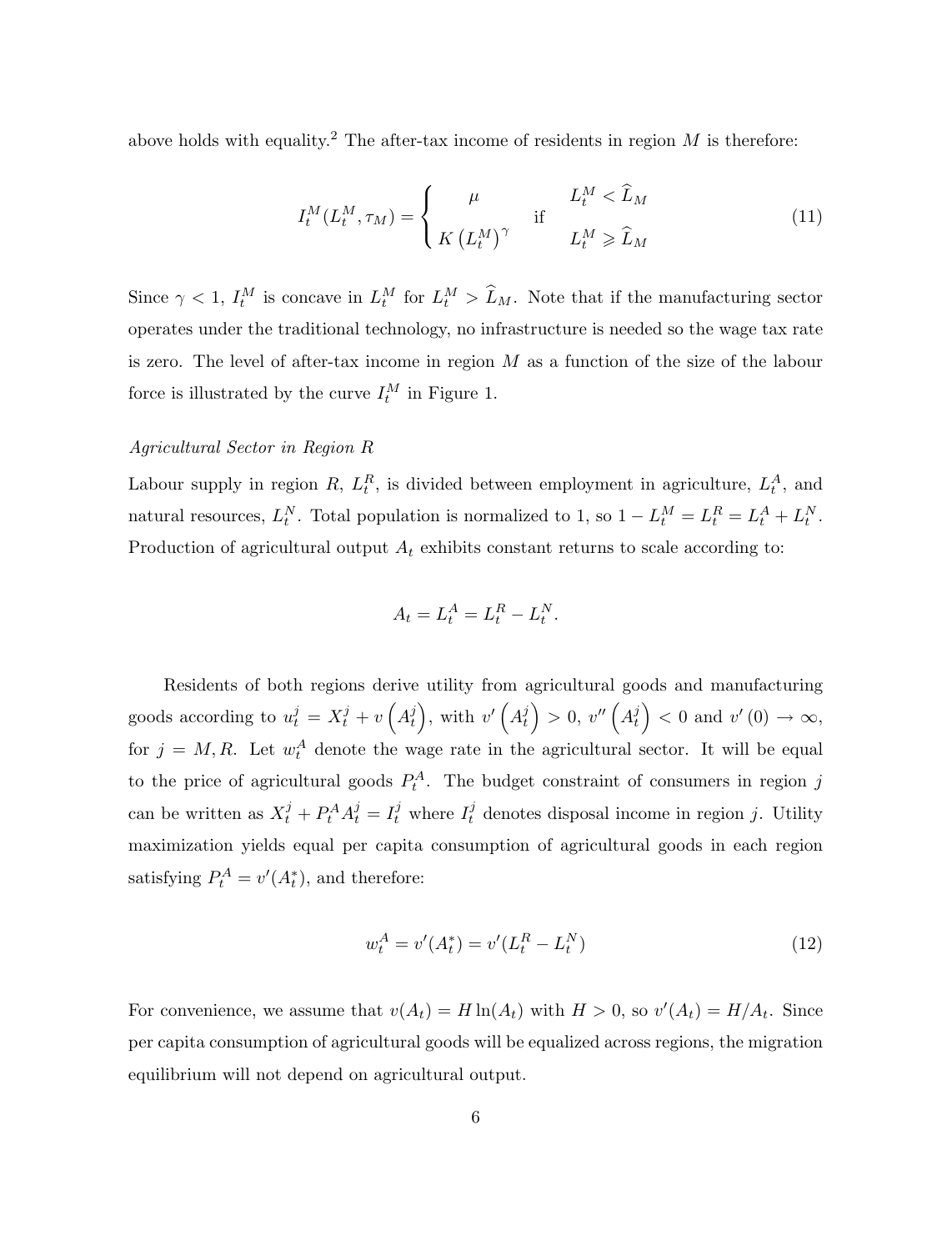above holds with equality.[2] The after-tax income of residents in region $M$ is therefore:

$$I_t^M(L_t^M, \tau_M) = \begin{cases} \mu & \text{if} \quad L_t^M < \widehat{L}_M \\ K\left(L_t^M\right)^\gamma & \quad\quad L_t^M \geqslant \widehat{L}_M \end{cases} \tag{11}$$

Since $\gamma < 1$, $I_t^M$ is concave in $L_t^M$ for $L_t^M > \widehat{L}_M$. Note that if the manufacturing sector operates under the traditional technology, no infrastructure is needed so the wage tax rate is zero. The level of after-tax income in region $M$ as a function of the size of the labour force is illustrated by the curve $I_t^M$ in Figure 1.

*Agricultural Sector in Region R*

Labour supply in region $R$, $L_t^R$, is divided between employment in agriculture, $L_t^A$, and natural resources, $L_t^N$. Total population is normalized to 1, so $1 - L_t^M = L_t^R = L_t^A + L_t^N$. Production of agricultural output $A_t$ exhibits constant returns to scale according to:

$$A_t = L_t^A = L_t^R - L_t^N.$$

Residents of both regions derive utility from agricultural goods and manufacturing goods according to $u_t^j = X_t^j + v\left(A_t^j\right)$, with $v'\left(A_t^j\right) > 0$, $v''\left(A_t^j\right) < 0$ and $v'(0) \to \infty$, for $j = M, R$. Let $w_t^A$ denote the wage rate in the agricultural sector. It will be equal to the price of agricultural goods $P_t^A$. The budget constraint of consumers in region $j$ can be written as $X_t^j + P_t^A A_t^j = I_t^j$ where $I_t^j$ denotes disposal income in region $j$. Utility maximization yields equal per capita consumption of agricultural goods in each region satisfying $P_t^A = v'(A_t^*)$, and therefore:

$$w_t^A = v'(A_t^*) = v'(L_t^R - L_t^N) \tag{12}$$

For convenience, we assume that $v(A_t) = H\ln(A_t)$ with $H > 0$, so $v'(A_t) = H/A_t$. Since per capita consumption of agricultural goods will be equalized across regions, the migration equilibrium will not depend on agricultural output.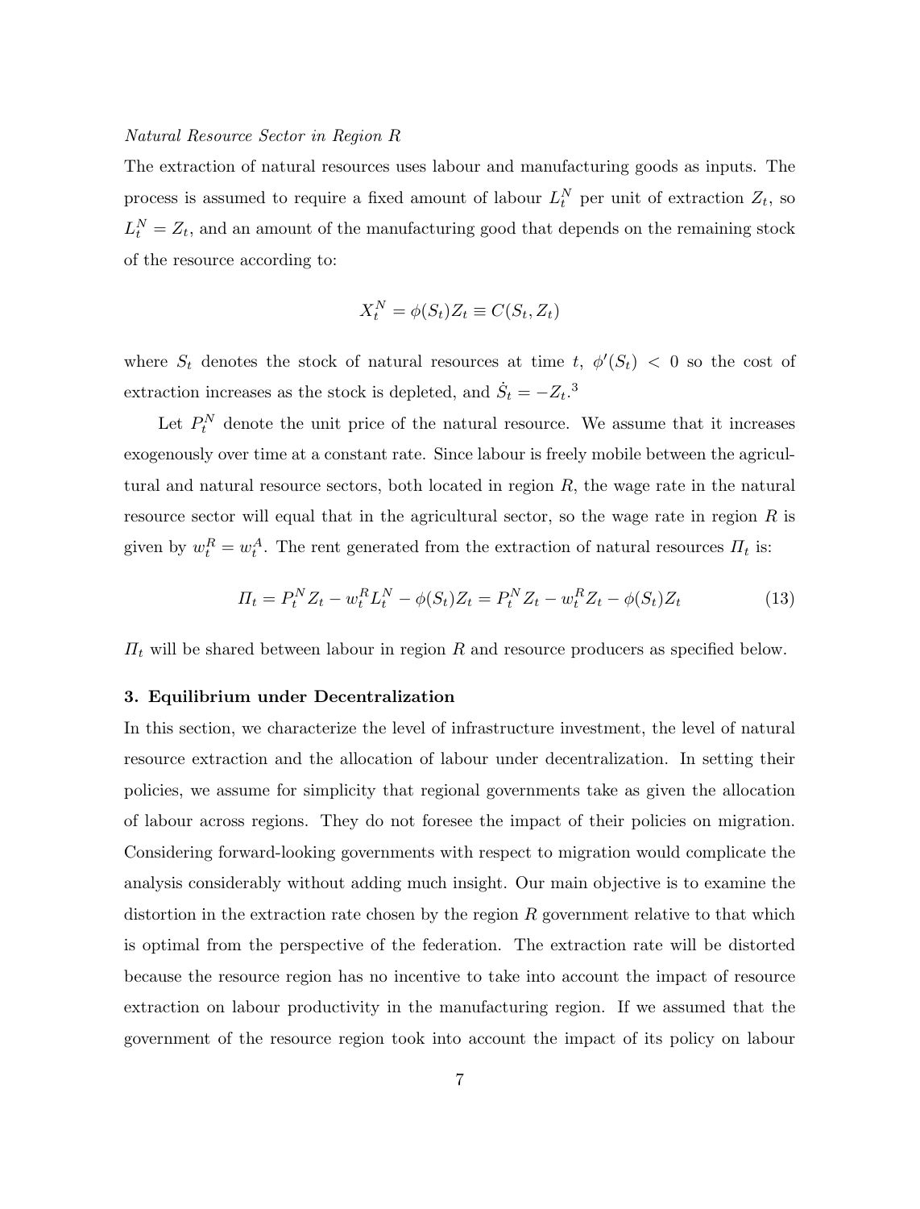*Natural Resource Sector in Region R*

The extraction of natural resources uses labour and manufacturing goods as inputs. The process is assumed to require a fixed amount of labour $L_t^N$ per unit of extraction $Z_t$, so $L_t^N = Z_t$, and an amount of the manufacturing good that depends on the remaining stock of the resource according to:

$$X_t^N = \phi(S_t)Z_t \equiv C(S_t, Z_t)$$

where $S_t$ denotes the stock of natural resources at time $t$, $\phi'(S_t) < 0$ so the cost of extraction increases as the stock is depleted, and $\dot{S}_t = -Z_t$.[3]

Let $P_t^N$ denote the unit price of the natural resource. We assume that it increases exogenously over time at a constant rate. Since labour is freely mobile between the agricultural and natural resource sectors, both located in region $R$, the wage rate in the natural resource sector will equal that in the agricultural sector, so the wage rate in region $R$ is given by $w_t^R = w_t^A$. The rent generated from the extraction of natural resources $\Pi_t$ is:

$$\Pi_t = P_t^N Z_t - w_t^R L_t^N - \phi(S_t)Z_t = P_t^N Z_t - w_t^R Z_t - \phi(S_t)Z_t \tag{13}$$

$\Pi_t$ will be shared between labour in region $R$ and resource producers as specified below.

## 3. Equilibrium under Decentralization

In this section, we characterize the level of infrastructure investment, the level of natural resource extraction and the allocation of labour under decentralization. In setting their policies, we assume for simplicity that regional governments take as given the allocation of labour across regions. They do not foresee the impact of their policies on migration. Considering forward-looking governments with respect to migration would complicate the analysis considerably without adding much insight. Our main objective is to examine the distortion in the extraction rate chosen by the region $R$ government relative to that which is optimal from the perspective of the federation. The extraction rate will be distorted because the resource region has no incentive to take into account the impact of resource extraction on labour productivity in the manufacturing region. If we assumed that the government of the resource region took into account the impact of its policy on labour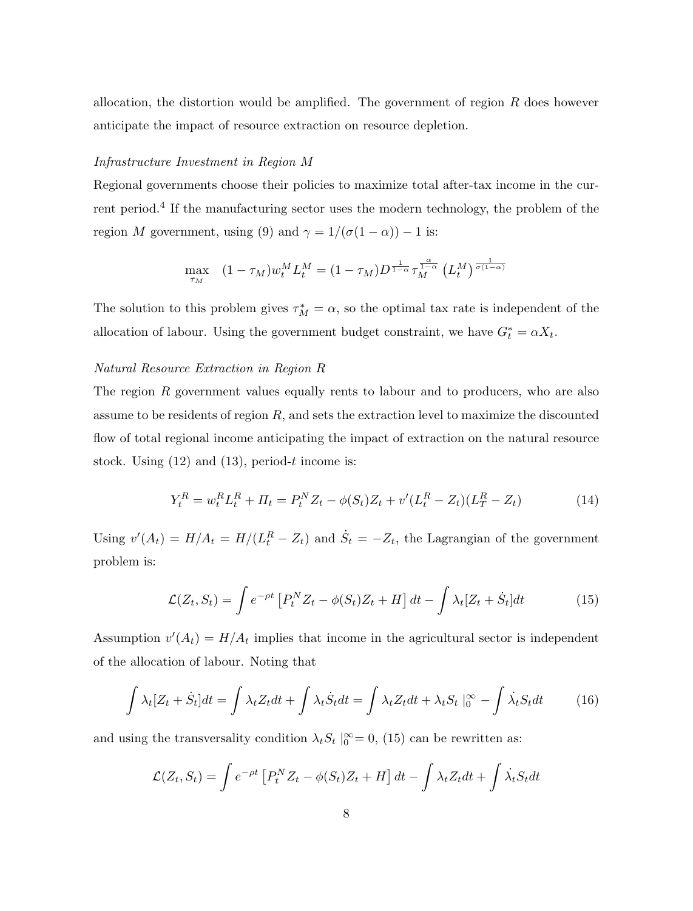allocation, the distortion would be amplified. The government of region $R$ does however anticipate the impact of resource extraction on resource depletion.

*Infrastructure Investment in Region M*

Regional governments choose their policies to maximize total after-tax income in the current period.[4] If the manufacturing sector uses the modern technology, the problem of the region $M$ government, using (9) and $\gamma = 1/(\sigma(1-\alpha)) - 1$ is:

$$\max_{\tau_M} \quad (1-\tau_M) w_t^M L_t^M = (1-\tau_M) D^{\frac{1}{1-\alpha}} \tau_M^{\frac{\alpha}{1-\alpha}} \left(L_t^M\right)^{\frac{1}{\sigma(1-\alpha)}}$$

The solution to this problem gives $\tau_M^* = \alpha$, so the optimal tax rate is independent of the allocation of labour. Using the government budget constraint, we have $G_t^* = \alpha X_t$.

*Natural Resource Extraction in Region R*

The region $R$ government values equally rents to labour and to producers, who are also assume to be residents of region $R$, and sets the extraction level to maximize the discounted flow of total regional income anticipating the impact of extraction on the natural resource stock. Using (12) and (13), period-$t$ income is:

$$Y_t^R = w_t^R L_t^R + \Pi_t = P_t^N Z_t - \phi(S_t) Z_t + v'(L_t^R - Z_t)(L_T^R - Z_t) \tag{14}$$

Using $v'(A_t) = H/A_t = H/(L_t^R - Z_t)$ and $\dot{S}_t = -Z_t$, the Lagrangian of the government problem is:

$$\mathcal{L}(Z_t, S_t) = \int e^{-\rho t} \left[P_t^N Z_t - \phi(S_t) Z_t + H\right] dt - \int \lambda_t [Z_t + \dot{S}_t] dt \tag{15}$$

Assumption $v'(A_t) = H/A_t$ implies that income in the agricultural sector is independent of the allocation of labour. Noting that

$$\int \lambda_t [Z_t + \dot{S}_t] dt = \int \lambda_t Z_t dt + \int \lambda_t \dot{S}_t dt = \int \lambda_t Z_t dt + \lambda_t S_t \mid_0^\infty - \int \dot{\lambda}_t S_t dt \tag{16}$$

and using the transversality condition $\lambda_t S_t \mid_0^\infty = 0$, (15) can be rewritten as:

$$\mathcal{L}(Z_t, S_t) = \int e^{-\rho t} \left[P_t^N Z_t - \phi(S_t) Z_t + H\right] dt - \int \lambda_t Z_t dt + \int \dot{\lambda}_t S_t dt$$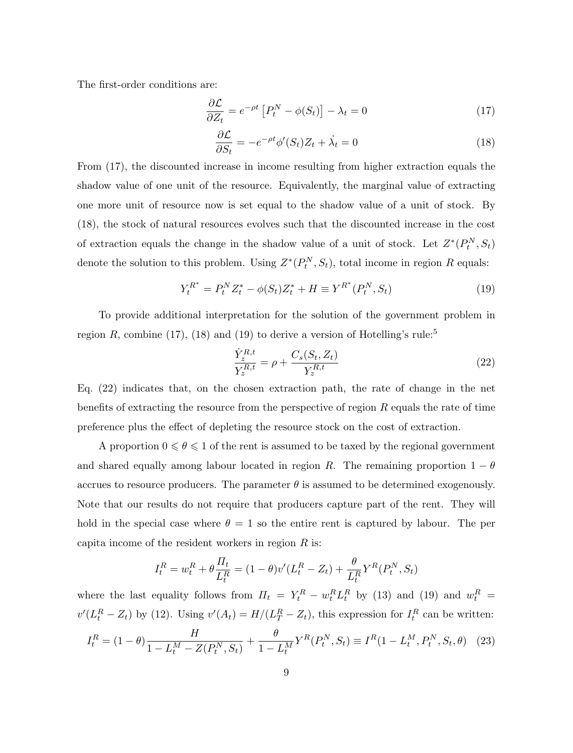The first-order conditions are:

$$\frac{\partial \mathcal{L}}{\partial Z_t} = e^{-\rho t}\left[P_t^N - \phi(S_t)\right] - \lambda_t = 0 \tag{17}$$

$$\frac{\partial \mathcal{L}}{\partial S_t} = -e^{-\rho t}\phi'(S_t)Z_t + \dot{\lambda}_t = 0 \tag{18}$$

From (17), the discounted increase in income resulting from higher extraction equals the shadow value of one unit of the resource. Equivalently, the marginal value of extracting one more unit of resource now is set equal to the shadow value of a unit of stock. By (18), the stock of natural resources evolves such that the discounted increase in the cost of extraction equals the change in the shadow value of a unit of stock. Let $Z^*(P_t^N, S_t)$ denote the solution to this problem. Using $Z^*(P_t^N, S_t)$, total income in region $R$ equals:

$$Y_t^{R^*} = P_t^N Z_t^* - \phi(S_t)Z_t^* + H \equiv Y^{R^*}(P_t^N, S_t) \tag{19}$$

To provide additional interpretation for the solution of the government problem in region $R$, combine (17), (18) and (19) to derive a version of Hotelling's rule:[5]

$$\frac{\dot{Y}_z^{R,t}}{Y_z^{R,t}} = \rho + \frac{C_s(S_t, Z_t)}{Y_z^{R,t}} \tag{22}$$

Eq. (22) indicates that, on the chosen extraction path, the rate of change in the net benefits of extracting the resource from the perspective of region $R$ equals the rate of time preference plus the effect of depleting the resource stock on the cost of extraction.

A proportion $0 \leqslant \theta \leqslant 1$ of the rent is assumed to be taxed by the regional government and shared equally among labour located in region $R$. The remaining proportion $1 - \theta$ accrues to resource producers. The parameter $\theta$ is assumed to be determined exogenously. Note that our results do not require that producers capture part of the rent. They will hold in the special case where $\theta = 1$ so the entire rent is captured by labour. The per capita income of the resident workers in region $R$ is:

$$I_t^R = w_t^R + \theta\frac{\Pi_t}{L_t^R} = (1-\theta)v'(L_t^R - Z_t) + \frac{\theta}{L_t^R}Y^R(P_t^N, S_t)$$

where the last equality follows from $\Pi_t = Y_t^R - w_t^R L_t^R$ by (13) and (19) and $w_t^R = v'(L_t^R - Z_t)$ by (12). Using $v'(A_t) = H/(L_T^R - Z_t)$, this expression for $I_t^R$ can be written:

$$I_t^R = (1-\theta)\frac{H}{1 - L_t^M - Z(P_t^N, S_t)} + \frac{\theta}{1 - L_t^M}Y^R(P_t^N, S_t) \equiv I^R(1 - L_t^M, P_t^N, S_t, \theta) \tag{23}$$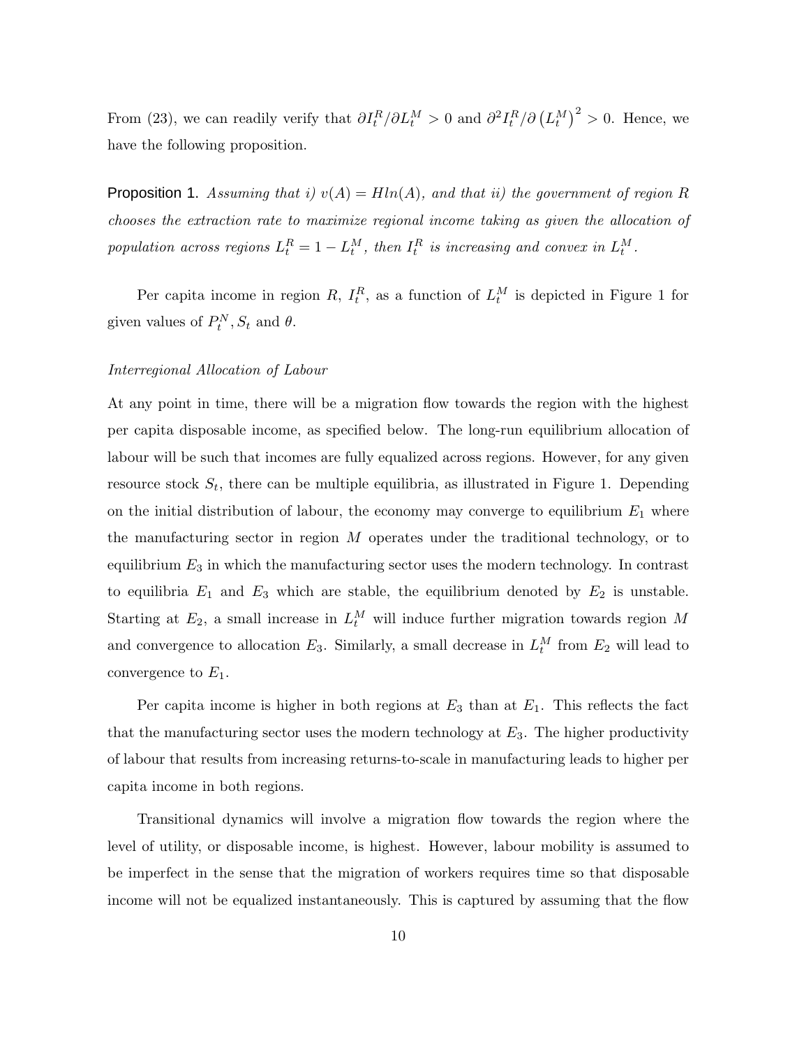From (23), we can readily verify that $\partial I_t^R / \partial L_t^M > 0$ and $\partial^2 I_t^R / \partial \left(L_t^M\right)^2 > 0$. Hence, we have the following proposition.

**Proposition 1.** *Assuming that i) $v(A) = H ln(A)$, and that ii) the government of region $R$ chooses the extraction rate to maximize regional income taking as given the allocation of population across regions $L_t^R = 1 - L_t^M$, then $I_t^R$ is increasing and convex in $L_t^M$.*

Per capita income in region $R$, $I_t^R$, as a function of $L_t^M$ is depicted in Figure 1 for given values of $P_t^N, S_t$ and $\theta$.

*Interregional Allocation of Labour*

At any point in time, there will be a migration flow towards the region with the highest per capita disposable income, as specified below. The long-run equilibrium allocation of labour will be such that incomes are fully equalized across regions. However, for any given resource stock $S_t$, there can be multiple equilibria, as illustrated in Figure 1. Depending on the initial distribution of labour, the economy may converge to equilibrium $E_1$ where the manufacturing sector in region $M$ operates under the traditional technology, or to equilibrium $E_3$ in which the manufacturing sector uses the modern technology. In contrast to equilibria $E_1$ and $E_3$ which are stable, the equilibrium denoted by $E_2$ is unstable. Starting at $E_2$, a small increase in $L_t^M$ will induce further migration towards region $M$ and convergence to allocation $E_3$. Similarly, a small decrease in $L_t^M$ from $E_2$ will lead to convergence to $E_1$.

Per capita income is higher in both regions at $E_3$ than at $E_1$. This reflects the fact that the manufacturing sector uses the modern technology at $E_3$. The higher productivity of labour that results from increasing returns-to-scale in manufacturing leads to higher per capita income in both regions.

Transitional dynamics will involve a migration flow towards the region where the level of utility, or disposable income, is highest. However, labour mobility is assumed to be imperfect in the sense that the migration of workers requires time so that disposable income will not be equalized instantaneously. This is captured by assuming that the flow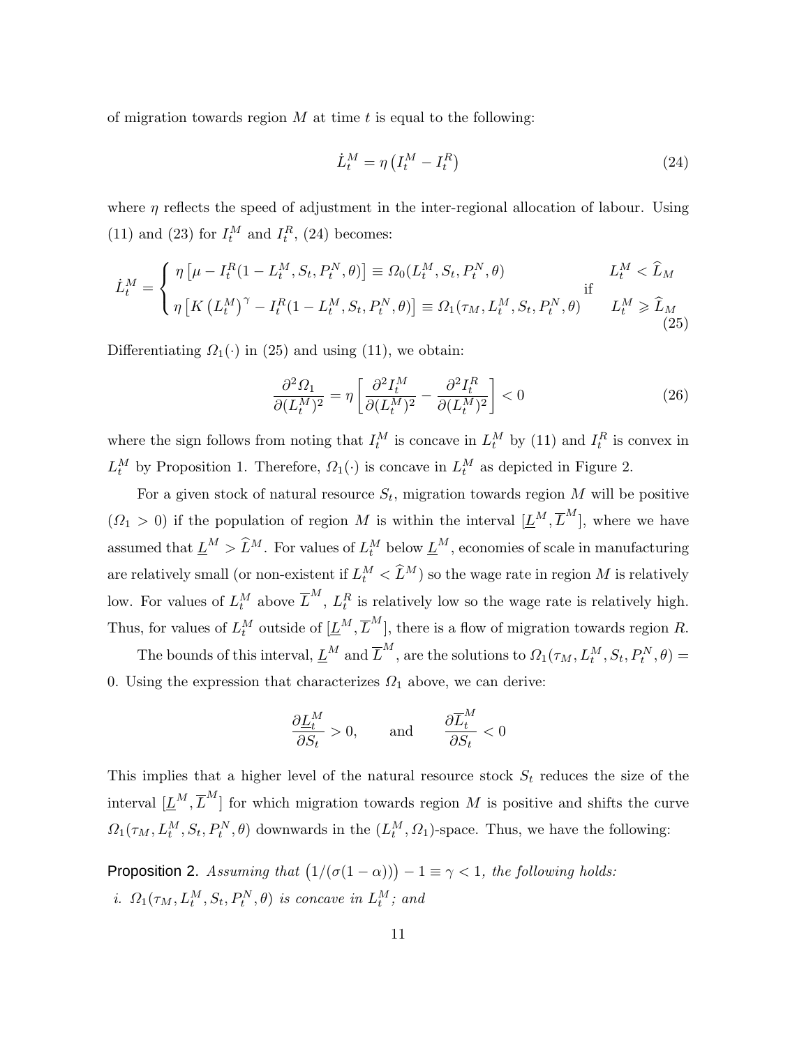of migration towards region $M$ at time $t$ is equal to the following:

$$\dot{L}_t^M = \eta \left( I_t^M - I_t^R \right) \tag{24}$$

where $\eta$ reflects the speed of adjustment in the inter-regional allocation of labour. Using (11) and (23) for $I_t^M$ and $I_t^R$, (24) becomes:

$$\dot{L}_t^M = \begin{cases} \eta \left[ \mu - I_t^R(1 - L_t^M, S_t, P_t^N, \theta) \right] \equiv \Omega_0(L_t^M, S_t, P_t^N, \theta) & \text{if} \quad L_t^M < \widehat{L}_M \\ \eta \left[ K \left( L_t^M \right)^\gamma - I_t^R(1 - L_t^M, S_t, P_t^N, \theta) \right] \equiv \Omega_1(\tau_M, L_t^M, S_t, P_t^N, \theta) & \phantom{\text{if}} \quad L_t^M \geqslant \widehat{L}_M \end{cases} \tag{25}$$

Differentiating $\Omega_1(\cdot)$ in (25) and using (11), we obtain:

$$\frac{\partial^2 \Omega_1}{\partial (L_t^M)^2} = \eta \left[ \frac{\partial^2 I_t^M}{\partial (L_t^M)^2} - \frac{\partial^2 I_t^R}{\partial (L_t^M)^2} \right] < 0 \tag{26}$$

where the sign follows from noting that $I_t^M$ is concave in $L_t^M$ by (11) and $I_t^R$ is convex in $L_t^M$ by Proposition 1. Therefore, $\Omega_1(\cdot)$ is concave in $L_t^M$ as depicted in Figure 2.

For a given stock of natural resource $S_t$, migration towards region $M$ will be positive ($\Omega_1 > 0$) if the population of region $M$ is within the interval $[\underline{L}^M, \overline{L}^M]$, where we have assumed that $\underline{L}^M > \widehat{L}^M$. For values of $L_t^M$ below $\underline{L}^M$, economies of scale in manufacturing are relatively small (or non-existent if $L_t^M < \widehat{L}^M$) so the wage rate in region $M$ is relatively low. For values of $L_t^M$ above $\overline{L}^M$, $L_t^R$ is relatively low so the wage rate is relatively high. Thus, for values of $L_t^M$ outside of $[\underline{L}^M, \overline{L}^M]$, there is a flow of migration towards region $R$.

The bounds of this interval, $\underline{L}^M$ and $\overline{L}^M$, are the solutions to $\Omega_1(\tau_M, L_t^M, S_t, P_t^N, \theta) = 0$. Using the expression that characterizes $\Omega_1$ above, we can derive:

$$\frac{\partial \underline{L}_t^M}{\partial S_t} > 0, \qquad \text{and} \qquad \frac{\partial \overline{L}_t^M}{\partial S_t} < 0$$

This implies that a higher level of the natural resource stock $S_t$ reduces the size of the interval $[\underline{L}^M, \overline{L}^M]$ for which migration towards region $M$ is positive and shifts the curve $\Omega_1(\tau_M, L_t^M, S_t, P_t^N, \theta)$ downwards in the $(L_t^M, \Omega_1)$-space. Thus, we have the following:

**Proposition 2.** *Assuming that* $\left(1/(\sigma(1-\alpha))\right) - 1 \equiv \gamma < 1$*, the following holds:*

*i.* $\Omega_1(\tau_M, L_t^M, S_t, P_t^N, \theta)$ *is concave in* $L_t^M$*; and*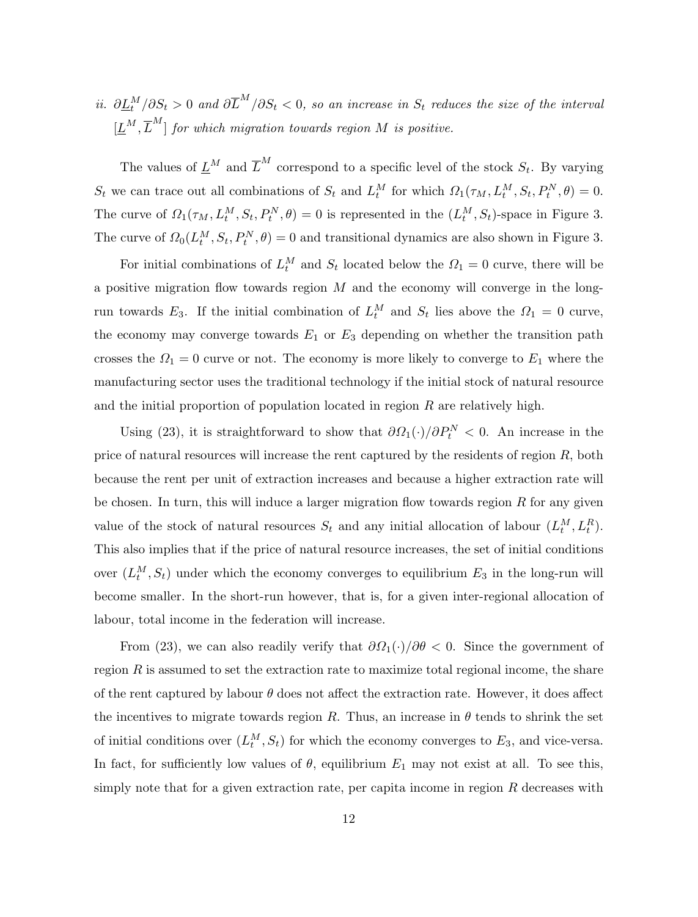*ii.* $\partial \underline{L}_t^M / \partial S_t > 0$ *and* $\partial \overline{L}^M / \partial S_t < 0$*, so an increase in* $S_t$ *reduces the size of the interval* $[\underline{L}^M, \overline{L}^M]$ *for which migration towards region* $M$ *is positive.*

The values of $\underline{L}^M$ and $\overline{L}^M$ correspond to a specific level of the stock $S_t$. By varying $S_t$ we can trace out all combinations of $S_t$ and $L_t^M$ for which $\Omega_1(\tau_M, L_t^M, S_t, P_t^N, \theta) = 0$. The curve of $\Omega_1(\tau_M, L_t^M, S_t, P_t^N, \theta) = 0$ is represented in the $(L_t^M, S_t)$-space in Figure 3. The curve of $\Omega_0(L_t^M, S_t, P_t^N, \theta) = 0$ and transitional dynamics are also shown in Figure 3.

For initial combinations of $L_t^M$ and $S_t$ located below the $\Omega_1 = 0$ curve, there will be a positive migration flow towards region $M$ and the economy will converge in the long-run towards $E_3$. If the initial combination of $L_t^M$ and $S_t$ lies above the $\Omega_1 = 0$ curve, the economy may converge towards $E_1$ or $E_3$ depending on whether the transition path crosses the $\Omega_1 = 0$ curve or not. The economy is more likely to converge to $E_1$ where the manufacturing sector uses the traditional technology if the initial stock of natural resource and the initial proportion of population located in region $R$ are relatively high.

Using (23), it is straightforward to show that $\partial \Omega_1(\cdot)/\partial P_t^N < 0$. An increase in the price of natural resources will increase the rent captured by the residents of region $R$, both because the rent per unit of extraction increases and because a higher extraction rate will be chosen. In turn, this will induce a larger migration flow towards region $R$ for any given value of the stock of natural resources $S_t$ and any initial allocation of labour $(L_t^M, L_t^R)$. This also implies that if the price of natural resource increases, the set of initial conditions over $(L_t^M, S_t)$ under which the economy converges to equilibrium $E_3$ in the long-run will become smaller. In the short-run however, that is, for a given inter-regional allocation of labour, total income in the federation will increase.

From (23), we can also readily verify that $\partial \Omega_1(\cdot)/\partial \theta < 0$. Since the government of region $R$ is assumed to set the extraction rate to maximize total regional income, the share of the rent captured by labour $\theta$ does not affect the extraction rate. However, it does affect the incentives to migrate towards region $R$. Thus, an increase in $\theta$ tends to shrink the set of initial conditions over $(L_t^M, S_t)$ for which the economy converges to $E_3$, and vice-versa. In fact, for sufficiently low values of $\theta$, equilibrium $E_1$ may not exist at all. To see this, simply note that for a given extraction rate, per capita income in region $R$ decreases with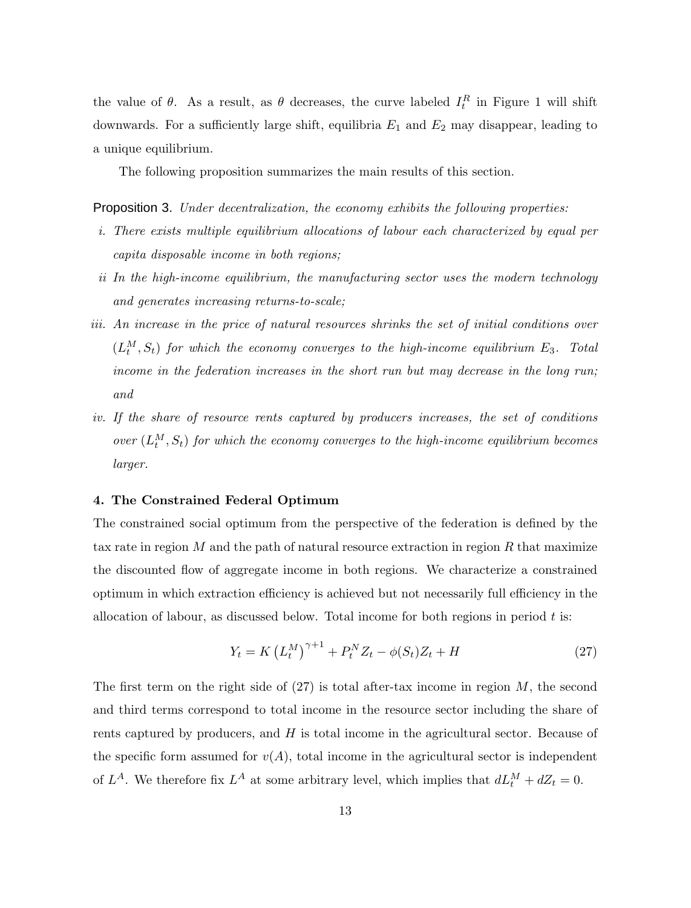the value of $\theta$. As a result, as $\theta$ decreases, the curve labeled $I_t^R$ in Figure 1 will shift downwards. For a sufficiently large shift, equilibria $E_1$ and $E_2$ may disappear, leading to a unique equilibrium.

The following proposition summarizes the main results of this section.

**Proposition 3.** *Under decentralization, the economy exhibits the following properties:*

*i. There exists multiple equilibrium allocations of labour each characterized by equal per capita disposable income in both regions;*

*ii In the high-income equilibrium, the manufacturing sector uses the modern technology and generates increasing returns-to-scale;*

*iii. An increase in the price of natural resources shrinks the set of initial conditions over $(L_t^M, S_t)$ for which the economy converges to the high-income equilibrium $E_3$. Total income in the federation increases in the short run but may decrease in the long run; and*

*iv. If the share of resource rents captured by producers increases, the set of conditions over $(L_t^M, S_t)$ for which the economy converges to the high-income equilibrium becomes larger.*

## 4. The Constrained Federal Optimum

The constrained social optimum from the perspective of the federation is defined by the tax rate in region $M$ and the path of natural resource extraction in region $R$ that maximize the discounted flow of aggregate income in both regions. We characterize a constrained optimum in which extraction efficiency is achieved but not necessarily full efficiency in the allocation of labour, as discussed below. Total income for both regions in period $t$ is:

$$Y_t = K\left(L_t^M\right)^{\gamma+1} + P_t^N Z_t - \phi(S_t)Z_t + H \tag{27}$$

The first term on the right side of (27) is total after-tax income in region $M$, the second and third terms correspond to total income in the resource sector including the share of rents captured by producers, and $H$ is total income in the agricultural sector. Because of the specific form assumed for $v(A)$, total income in the agricultural sector is independent of $L^A$. We therefore fix $L^A$ at some arbitrary level, which implies that $dL_t^M + dZ_t = 0$.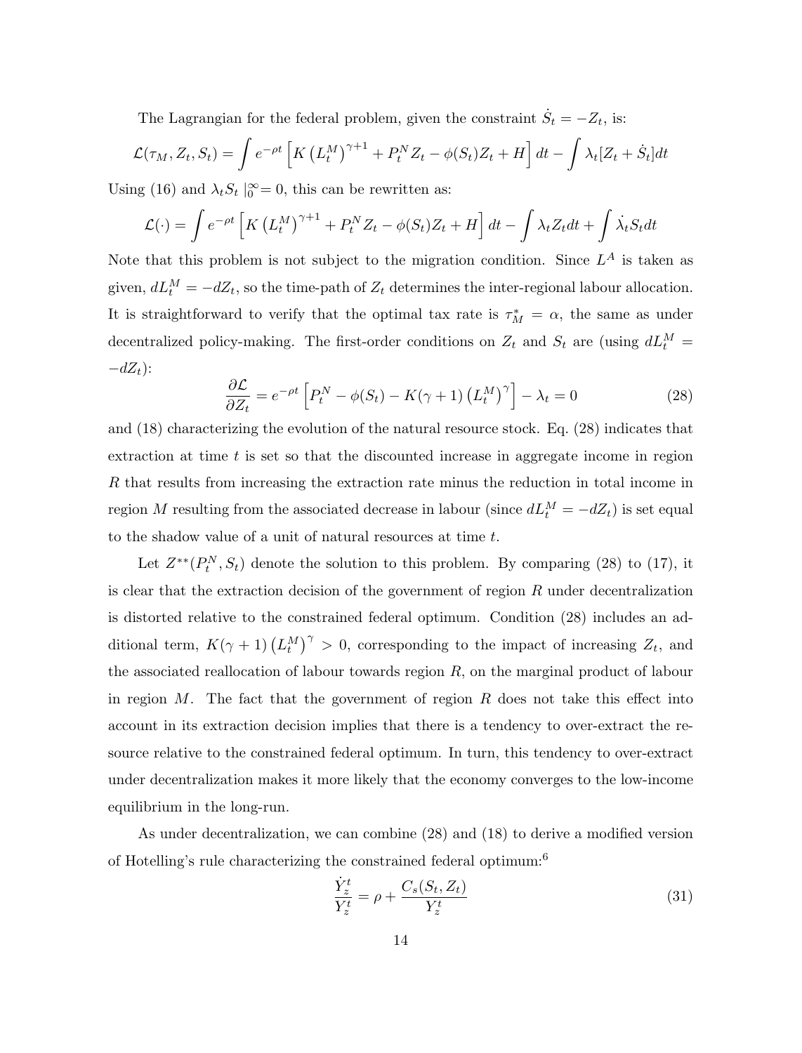The Lagrangian for the federal problem, given the constraint $\dot{S}_t = -Z_t$, is:

$$\mathcal{L}(\tau_M, Z_t, S_t) = \int e^{-\rho t} \left[ K \left(L_t^M\right)^{\gamma+1} + P_t^N Z_t - \phi(S_t) Z_t + H \right] dt - \int \lambda_t [Z_t + \dot{S}_t] dt$$

Using (16) and $\lambda_t S_t \mid_0^\infty = 0$, this can be rewritten as:

$$\mathcal{L}(\cdot) = \int e^{-\rho t} \left[ K \left(L_t^M\right)^{\gamma+1} + P_t^N Z_t - \phi(S_t) Z_t + H \right] dt - \int \lambda_t Z_t dt + \int \dot{\lambda}_t S_t dt$$

Note that this problem is not subject to the migration condition. Since $L^A$ is taken as given, $dL_t^M = -dZ_t$, so the time-path of $Z_t$ determines the inter-regional labour allocation. It is straightforward to verify that the optimal tax rate is $\tau_M^* = \alpha$, the same as under decentralized policy-making. The first-order conditions on $Z_t$ and $S_t$ are (using $dL_t^M = -dZ_t$):

$$\frac{\partial \mathcal{L}}{\partial Z_t} = e^{-\rho t} \left[ P_t^N - \phi(S_t) - K(\gamma+1) \left(L_t^M\right)^{\gamma} \right] - \lambda_t = 0 \tag{28}$$

and (18) characterizing the evolution of the natural resource stock. Eq. (28) indicates that extraction at time $t$ is set so that the discounted increase in aggregate income in region $R$ that results from increasing the extraction rate minus the reduction in total income in region $M$ resulting from the associated decrease in labour (since $dL_t^M = -dZ_t$) is set equal to the shadow value of a unit of natural resources at time $t$.

Let $Z^{**}(P_t^N, S_t)$ denote the solution to this problem. By comparing (28) to (17), it is clear that the extraction decision of the government of region $R$ under decentralization is distorted relative to the constrained federal optimum. Condition (28) includes an additional term, $K(\gamma+1) \left(L_t^M\right)^{\gamma} > 0$, corresponding to the impact of increasing $Z_t$, and the associated reallocation of labour towards region $R$, on the marginal product of labour in region $M$. The fact that the government of region $R$ does not take this effect into account in its extraction decision implies that there is a tendency to over-extract the resource relative to the constrained federal optimum. In turn, this tendency to over-extract under decentralization makes it more likely that the economy converges to the low-income equilibrium in the long-run.

As under decentralization, we can combine (28) and (18) to derive a modified version of Hotelling's rule characterizing the constrained federal optimum:[6]

$$\frac{\dot{Y}_z^t}{Y_z^t} = \rho + \frac{C_s(S_t, Z_t)}{Y_z^t} \tag{31}$$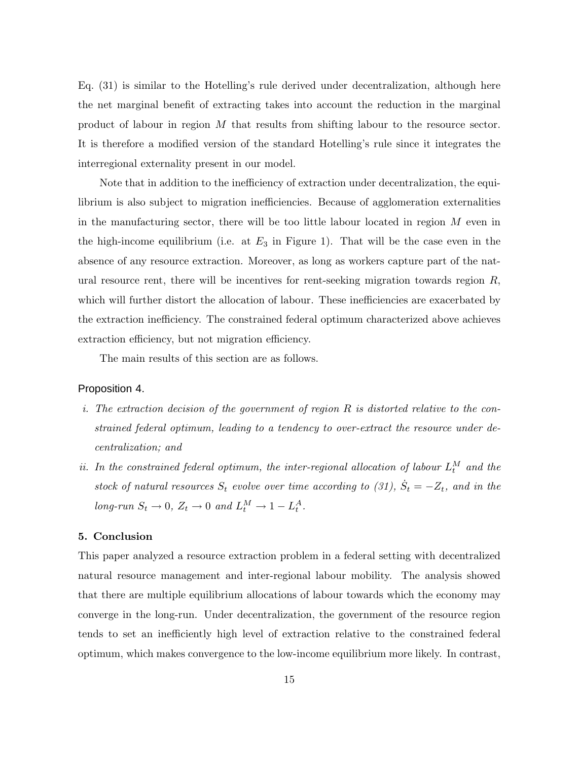Eq. (31) is similar to the Hotelling's rule derived under decentralization, although here the net marginal benefit of extracting takes into account the reduction in the marginal product of labour in region $M$ that results from shifting labour to the resource sector. It is therefore a modified version of the standard Hotelling's rule since it integrates the interregional externality present in our model.

Note that in addition to the inefficiency of extraction under decentralization, the equilibrium is also subject to migration inefficiencies. Because of agglomeration externalities in the manufacturing sector, there will be too little labour located in region $M$ even in the high-income equilibrium (i.e. at $E_3$ in Figure 1). That will be the case even in the absence of any resource extraction. Moreover, as long as workers capture part of the natural resource rent, there will be incentives for rent-seeking migration towards region $R$, which will further distort the allocation of labour. These inefficiencies are exacerbated by the extraction inefficiency. The constrained federal optimum characterized above achieves extraction efficiency, but not migration efficiency.

The main results of this section are as follows.

**Proposition 4.**

*i. The extraction decision of the government of region $R$ is distorted relative to the constrained federal optimum, leading to a tendency to over-extract the resource under decentralization; and*

*ii. In the constrained federal optimum, the inter-regional allocation of labour $L_t^M$ and the stock of natural resources $S_t$ evolve over time according to (31), $\dot{S}_t = -Z_t$, and in the long-run $S_t \to 0$, $Z_t \to 0$ and $L_t^M \to 1 - L_t^A$.*

## 5. Conclusion

This paper analyzed a resource extraction problem in a federal setting with decentralized natural resource management and inter-regional labour mobility. The analysis showed that there are multiple equilibrium allocations of labour towards which the economy may converge in the long-run. Under decentralization, the government of the resource region tends to set an inefficiently high level of extraction relative to the constrained federal optimum, which makes convergence to the low-income equilibrium more likely. In contrast,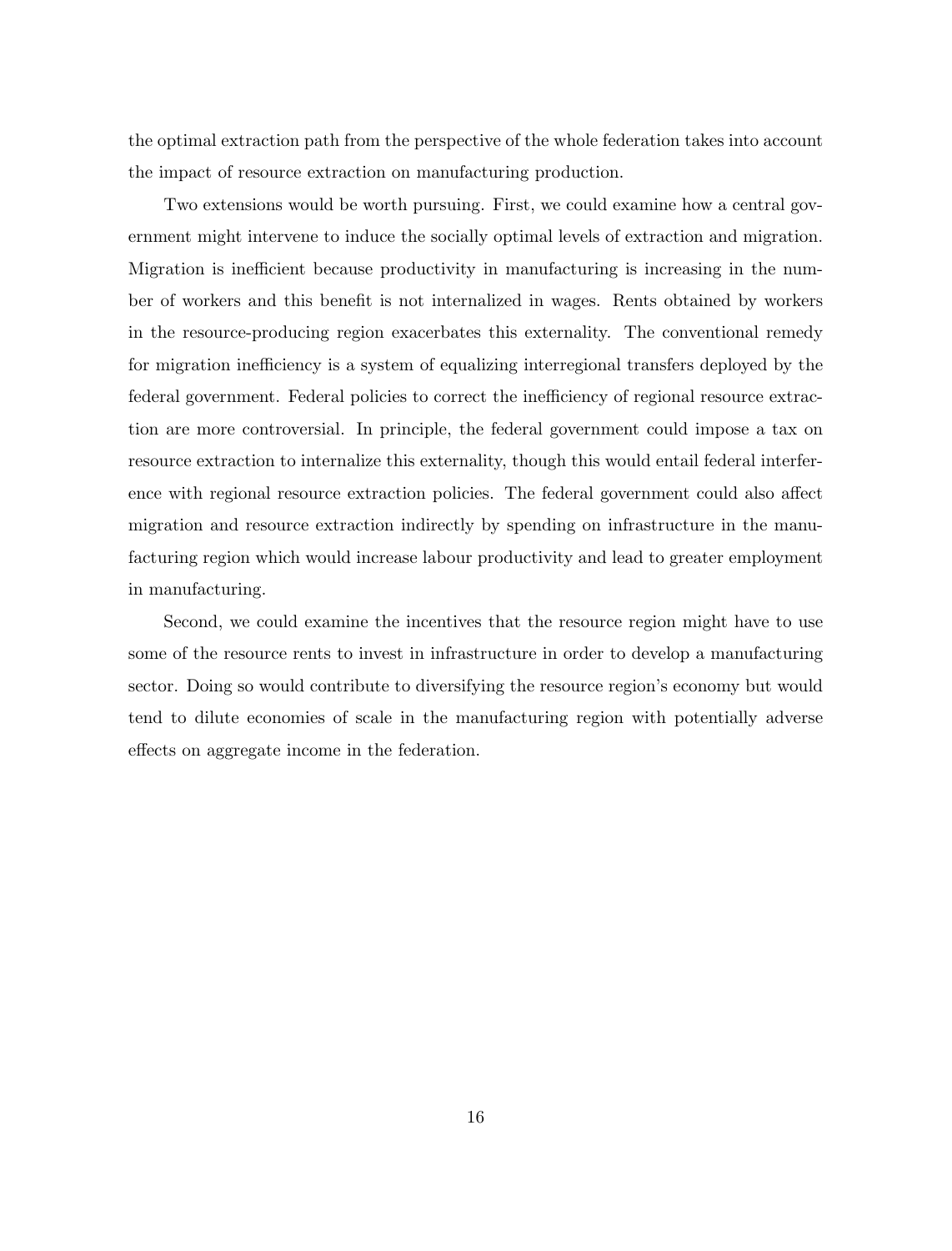the optimal extraction path from the perspective of the whole federation takes into account the impact of resource extraction on manufacturing production.

Two extensions would be worth pursuing. First, we could examine how a central government might intervene to induce the socially optimal levels of extraction and migration. Migration is inefficient because productivity in manufacturing is increasing in the number of workers and this benefit is not internalized in wages. Rents obtained by workers in the resource-producing region exacerbates this externality. The conventional remedy for migration inefficiency is a system of equalizing interregional transfers deployed by the federal government. Federal policies to correct the inefficiency of regional resource extraction are more controversial. In principle, the federal government could impose a tax on resource extraction to internalize this externality, though this would entail federal interference with regional resource extraction policies. The federal government could also affect migration and resource extraction indirectly by spending on infrastructure in the manufacturing region which would increase labour productivity and lead to greater employment in manufacturing.

Second, we could examine the incentives that the resource region might have to use some of the resource rents to invest in infrastructure in order to develop a manufacturing sector. Doing so would contribute to diversifying the resource region's economy but would tend to dilute economies of scale in the manufacturing region with potentially adverse effects on aggregate income in the federation.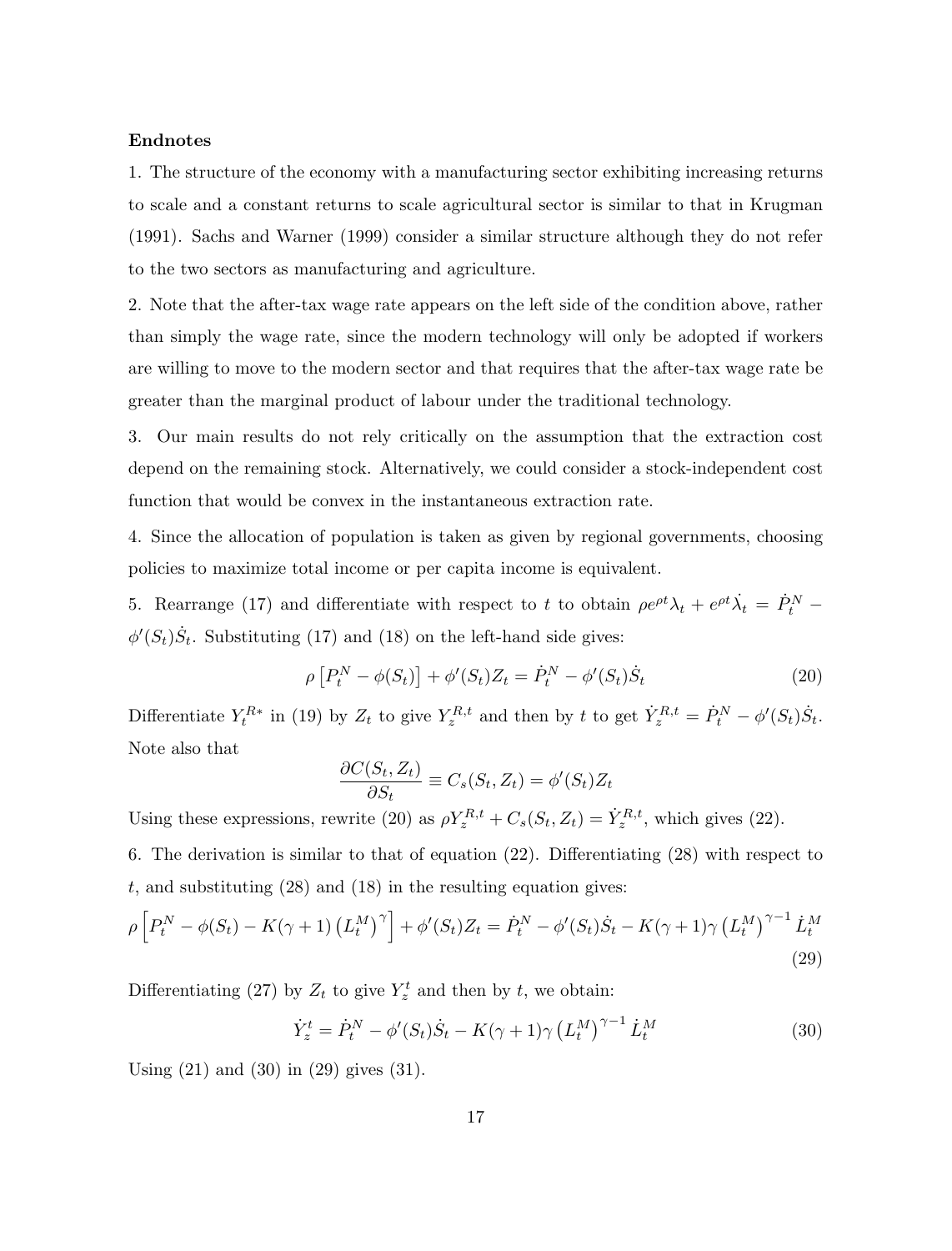**Endnotes**

1. The structure of the economy with a manufacturing sector exhibiting increasing returns to scale and a constant returns to scale agricultural sector is similar to that in Krugman (1991). Sachs and Warner (1999) consider a similar structure although they do not refer to the two sectors as manufacturing and agriculture.

2. Note that the after-tax wage rate appears on the left side of the condition above, rather than simply the wage rate, since the modern technology will only be adopted if workers are willing to move to the modern sector and that requires that the after-tax wage rate be greater than the marginal product of labour under the traditional technology.

3. Our main results do not rely critically on the assumption that the extraction cost depend on the remaining stock. Alternatively, we could consider a stock-independent cost function that would be convex in the instantaneous extraction rate.

4. Since the allocation of population is taken as given by regional governments, choosing policies to maximize total income or per capita income is equivalent.

5. Rearrange (17) and differentiate with respect to $t$ to obtain $\rho e^{\rho t}\lambda_t + e^{\rho t}\dot{\lambda}_t = \dot{P}_t^N - \phi'(S_t)\dot{S}_t$. Substituting (17) and (18) on the left-hand side gives:

$$\rho\left[P_t^N - \phi(S_t)\right] + \phi'(S_t)Z_t = \dot{P}_t^N - \phi'(S_t)\dot{S}_t \tag{20}$$

Differentiate $Y_t^{R*}$ in (19) by $Z_t$ to give $Y_z^{R,t}$ and then by $t$ to get $\dot{Y}_z^{R,t} = \dot{P}_t^N - \phi'(S_t)\dot{S}_t$. Note also that

$$\frac{\partial C(S_t, Z_t)}{\partial S_t} \equiv C_s(S_t, Z_t) = \phi'(S_t)Z_t$$

Using these expressions, rewrite (20) as $\rho Y_z^{R,t} + C_s(S_t, Z_t) = \dot{Y}_z^{R,t}$, which gives (22).

6. The derivation is similar to that of equation (22). Differentiating (28) with respect to $t$, and substituting (28) and (18) in the resulting equation gives:

$$\rho\left[P_t^N - \phi(S_t) - K(\gamma+1)\left(L_t^M\right)^{\gamma}\right] + \phi'(S_t)Z_t = \dot{P}_t^N - \phi'(S_t)\dot{S}_t - K(\gamma+1)\gamma\left(L_t^M\right)^{\gamma-1}\dot{L}_t^M \tag{29}$$

Differentiating (27) by $Z_t$ to give $Y_z^t$ and then by $t$, we obtain:

$$\dot{Y}_z^t = \dot{P}_t^N - \phi'(S_t)\dot{S}_t - K(\gamma+1)\gamma\left(L_t^M\right)^{\gamma-1}\dot{L}_t^M \tag{30}$$

Using (21) and (30) in (29) gives (31).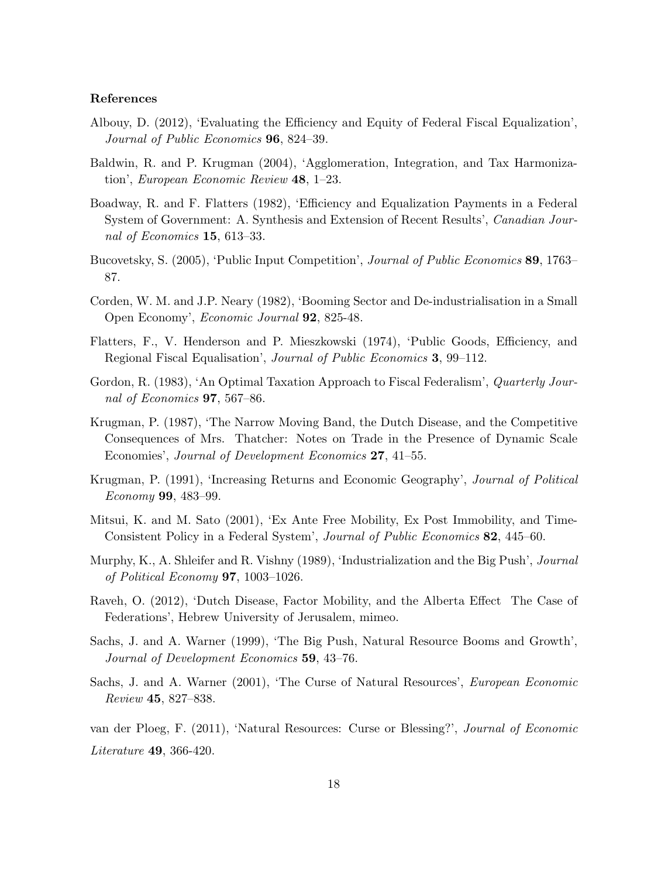### References

Albouy, D. (2012), 'Evaluating the Efficiency and Equity of Federal Fiscal Equalization', *Journal of Public Economics* **96**, 824–39.

Baldwin, R. and P. Krugman (2004), 'Agglomeration, Integration, and Tax Harmonization', *European Economic Review* **48**, 1–23.

Boadway, R. and F. Flatters (1982), 'Efficiency and Equalization Payments in a Federal System of Government: A. Synthesis and Extension of Recent Results', *Canadian Journal of Economics* **15**, 613–33.

Bucovetsky, S. (2005), 'Public Input Competition', *Journal of Public Economics* **89**, 1763–87.

Corden, W. M. and J.P. Neary (1982), 'Booming Sector and De-industrialisation in a Small Open Economy', *Economic Journal* **92**, 825-48.

Flatters, F., V. Henderson and P. Mieszkowski (1974), 'Public Goods, Efficiency, and Regional Fiscal Equalisation', *Journal of Public Economics* **3**, 99–112.

Gordon, R. (1983), 'An Optimal Taxation Approach to Fiscal Federalism', *Quarterly Journal of Economics* **97**, 567–86.

Krugman, P. (1987), 'The Narrow Moving Band, the Dutch Disease, and the Competitive Consequences of Mrs. Thatcher: Notes on Trade in the Presence of Dynamic Scale Economies', *Journal of Development Economics* **27**, 41–55.

Krugman, P. (1991), 'Increasing Returns and Economic Geography', *Journal of Political Economy* **99**, 483–99.

Mitsui, K. and M. Sato (2001), 'Ex Ante Free Mobility, Ex Post Immobility, and Time-Consistent Policy in a Federal System', *Journal of Public Economics* **82**, 445–60.

Murphy, K., A. Shleifer and R. Vishny (1989), 'Industrialization and the Big Push', *Journal of Political Economy* **97**, 1003–1026.

Raveh, O. (2012), 'Dutch Disease, Factor Mobility, and the Alberta Effect The Case of Federations', Hebrew University of Jerusalem, mimeo.

Sachs, J. and A. Warner (1999), 'The Big Push, Natural Resource Booms and Growth', *Journal of Development Economics* **59**, 43–76.

Sachs, J. and A. Warner (2001), 'The Curse of Natural Resources', *European Economic Review* **45**, 827–838.

van der Ploeg, F. (2011), 'Natural Resources: Curse or Blessing?', *Journal of Economic Literature* **49**, 366-420.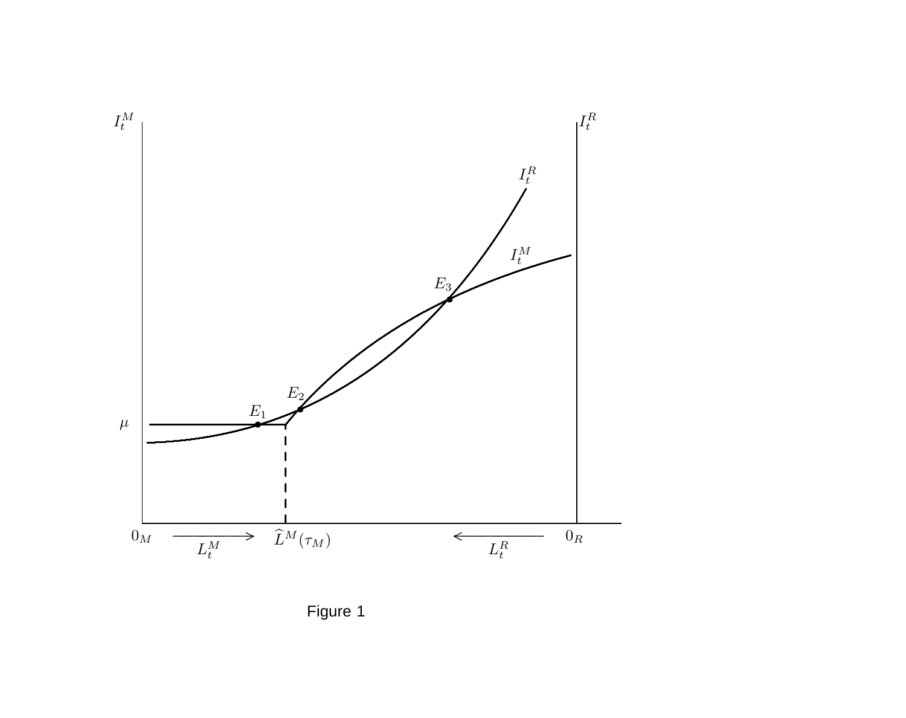Figure 1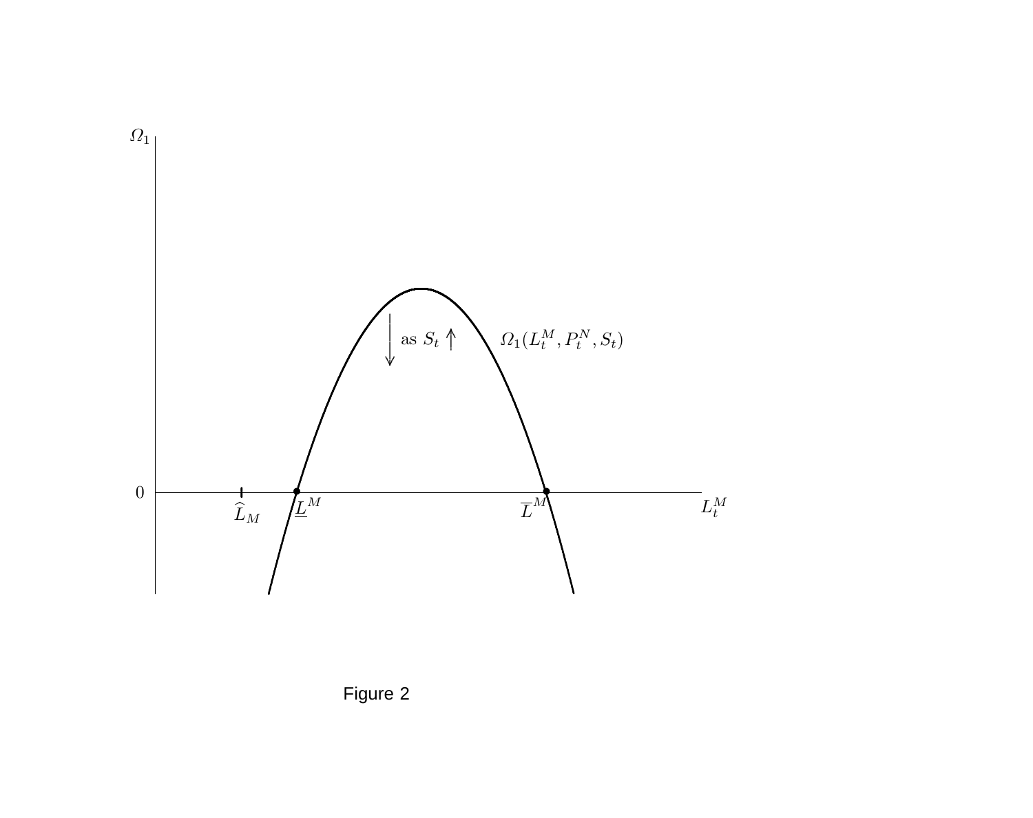Figure 2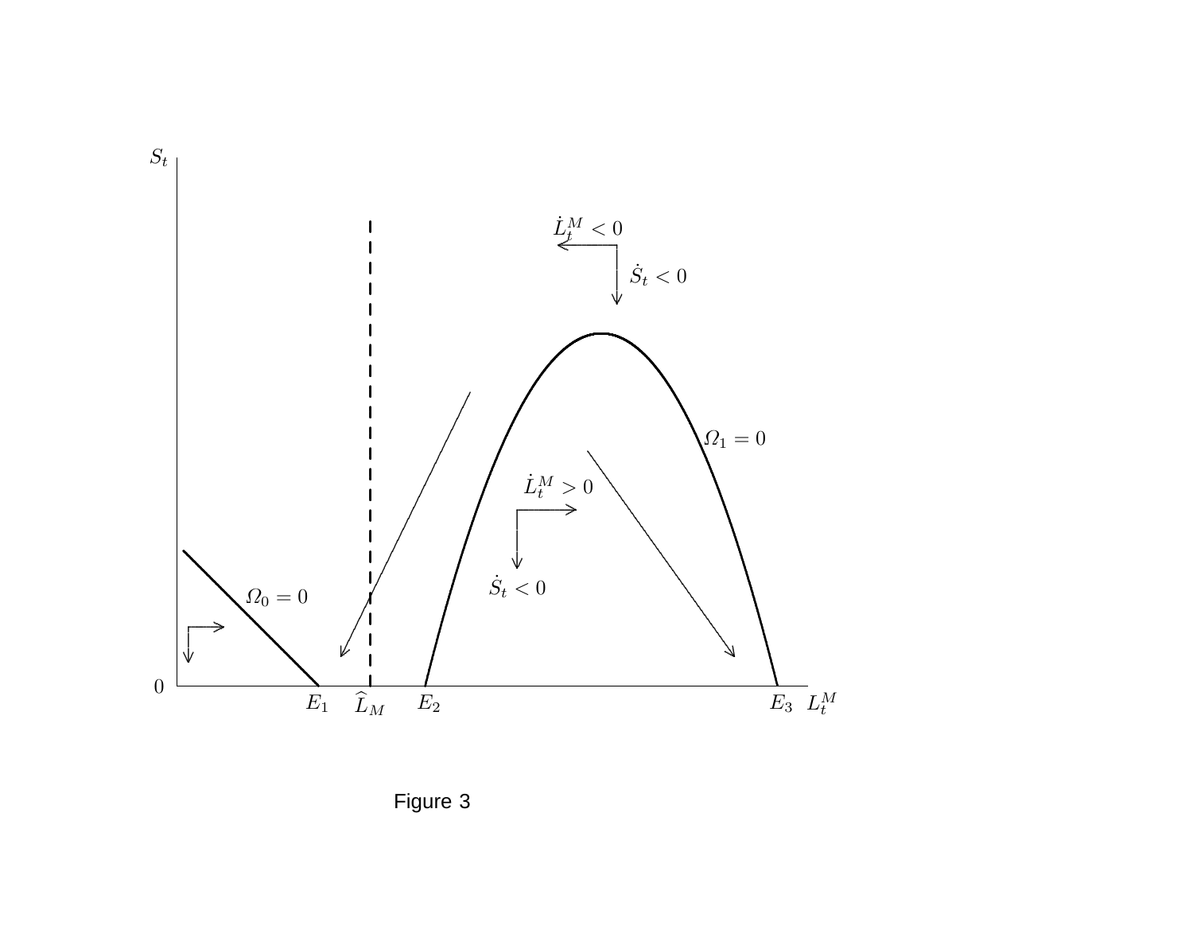$S_t$

$\dot{L}_t^M < 0$

$\dot{S}_t < 0$

$\Omega_1 = 0$

$\dot{L}_t^M > 0$

$\dot{S}_t < 0$

$\Omega_0 = 0$

0

$E_1$ $\widehat{L}_M$ $E_2$ $E_3$ $L_t^M$

Figure 3